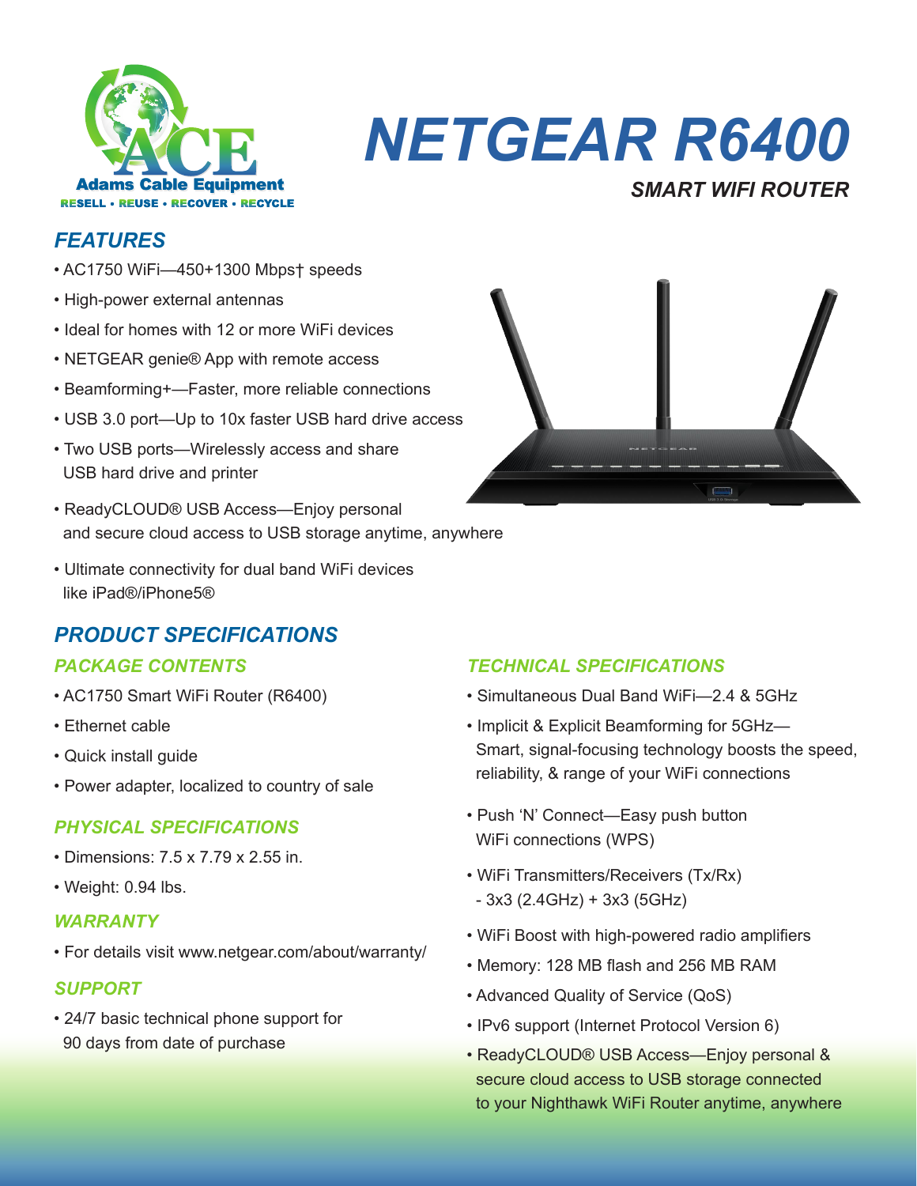ACE

Adams Cable Equipment

RESELL • REUSE • RECOVER • RECYCLE

# NETGEAR R6400

### SMART WIFI ROUTER

## FEATURES

- AC1750 WiFi—450+1300 Mbps† speeds
- High-power external antennas
- Ideal for homes with 12 or more WiFi devices
- NETGEAR genie® App with remote access
- Beamforming+—Faster, more reliable connections
- USB 3.0 port—Up to 10x faster USB hard drive access
- Two USB ports—Wirelessly access and share USB hard drive and printer
- ReadyCLOUD® USB Access—Enjoy personal and secure cloud access to USB storage anytime, anywhere
- Ultimate connectivity for dual band WiFi devices like iPad®/iPhone5®

## PRODUCT SPECIFICATIONS

### PACKAGE CONTENTS

- AC1750 Smart WiFi Router (R6400)
- Ethernet cable
- Quick install guide
- Power adapter, localized to country of sale

### PHYSICAL SPECIFICATIONS

- Dimensions: 7.5 x 7.79 x 2.55 in.
- Weight: 0.94 lbs.

### WARRANTY

- For details visit www.netgear.com/about/warranty/

### SUPPORT

- 24/7 basic technical phone support for 90 days from date of purchase

### TECHNICAL SPECIFICATIONS

- Simultaneous Dual Band WiFi—2.4 & 5GHz
- Implicit & Explicit Beamforming for 5GHz—Smart, signal-focusing technology boosts the speed, reliability, & range of your WiFi connections
- Push 'N' Connect—Easy push button WiFi connections (WPS)
- WiFi Transmitters/Receivers (Tx/Rx)
  - 3x3 (2.4GHz) + 3x3 (5GHz)
- WiFi Boost with high-powered radio amplifiers
- Memory: 128 MB flash and 256 MB RAM
- Advanced Quality of Service (QoS)
- IPv6 support (Internet Protocol Version 6)
- ReadyCLOUD® USB Access—Enjoy personal & secure cloud access to USB storage connected to your Nighthawk WiFi Router anytime, anywhere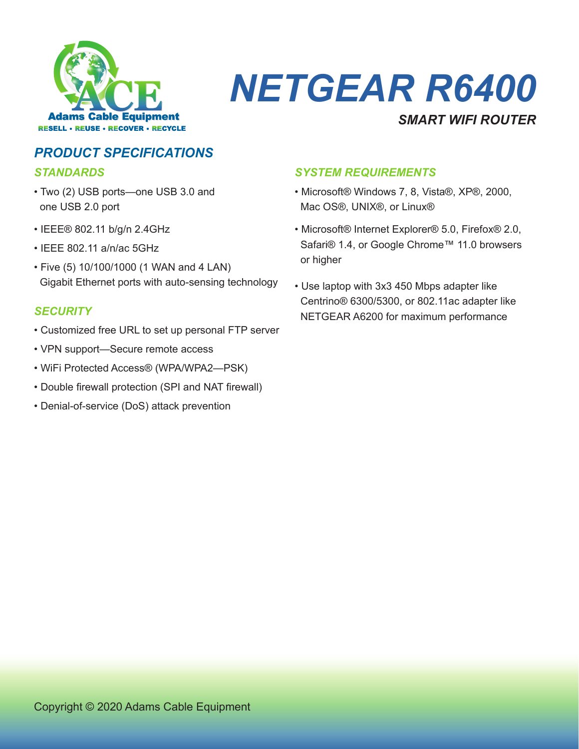# *NETGEAR R6400*

***SMART WIFI ROUTER***

## *PRODUCT SPECIFICATIONS*

### *STANDARDS*

- Two (2) USB ports—one USB 3.0 and one USB 2.0 port
- IEEE® 802.11 b/g/n 2.4GHz
- IEEE 802.11 a/n/ac 5GHz
- Five (5) 10/100/1000 (1 WAN and 4 LAN) Gigabit Ethernet ports with auto-sensing technology

### *SECURITY*

- Customized free URL to set up personal FTP server
- VPN support—Secure remote access
- WiFi Protected Access® (WPA/WPA2—PSK)
- Double firewall protection (SPI and NAT firewall)
- Denial-of-service (DoS) attack prevention

### *SYSTEM REQUIREMENTS*

- Microsoft® Windows 7, 8, Vista®, XP®, 2000, Mac OS®, UNIX®, or Linux®
- Microsoft® Internet Explorer® 5.0, Firefox® 2.0, Safari® 1.4, or Google Chrome™ 11.0 browsers or higher
- Use laptop with 3x3 450 Mbps adapter like Centrino® 6300/5300, or 802.11ac adapter like NETGEAR A6200 for maximum performance

Copyright © 2020 Adams Cable Equipment